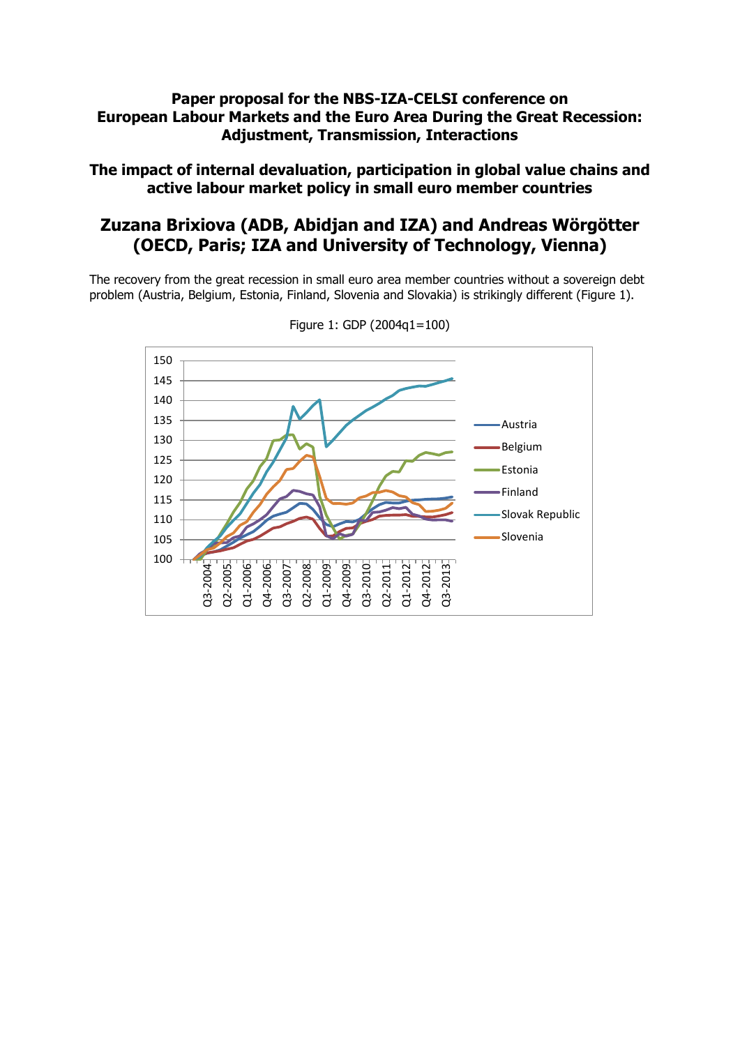**Paper proposal for the NBS-IZA-CELSI conference on European Labour Markets and the Euro Area During the Great Recession: Adjustment, Transmission, Interactions**

**The impact of internal devaluation, participation in global value chains and active labour market policy in small euro member countries**

## Zuzana Brixiova (ADB, Abidjan and IZA) and Andreas Wörgötter (OECD, Paris; IZA and University of Technology, Vienna)

The recovery from the great recession in small euro area member countries without a sovereign debt problem (Austria, Belgium, Estonia, Finland, Slovenia and Slovakia) is strikingly different (Figure 1).

Figure 1: GDP (2004q1=100)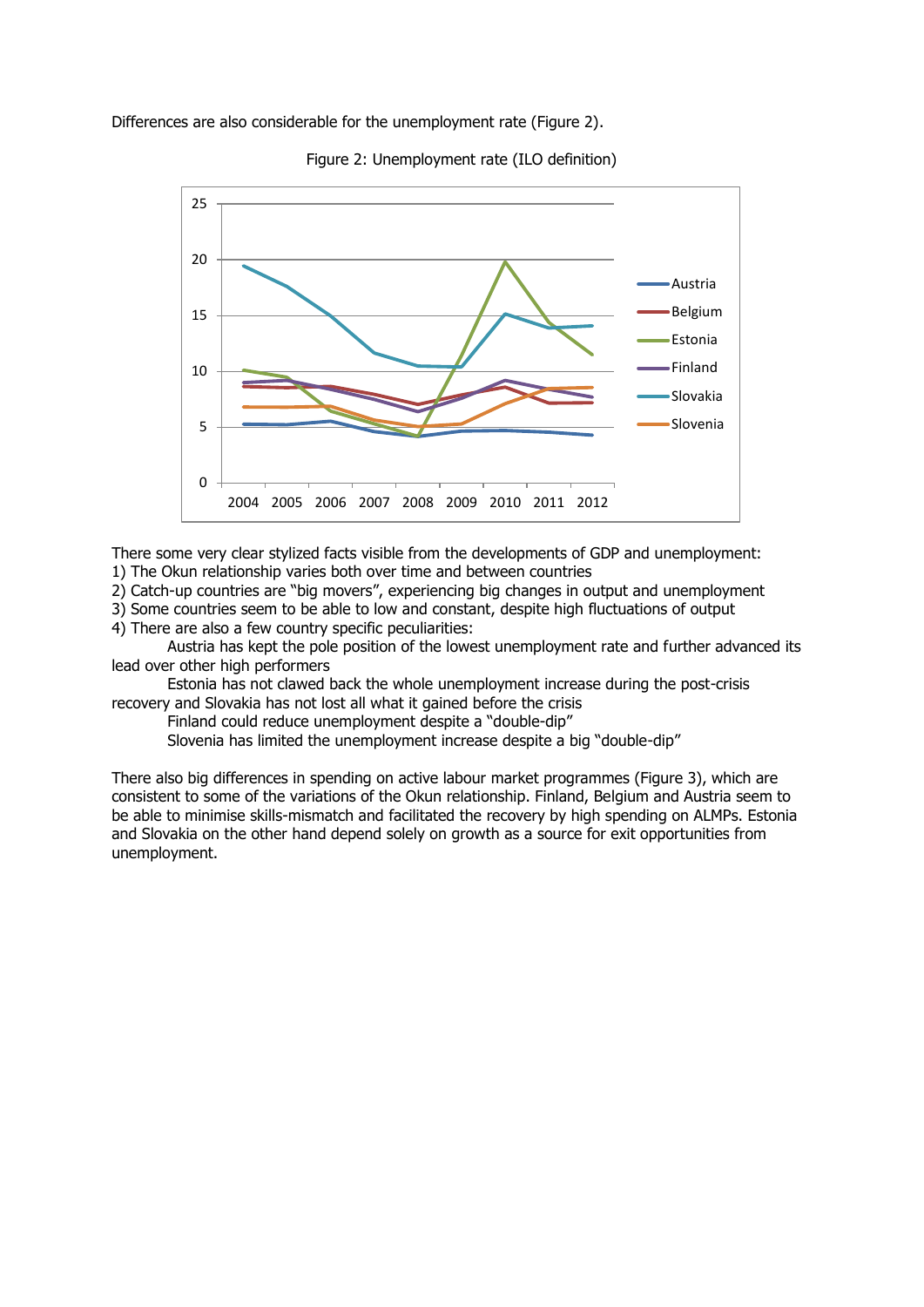Differences are also considerable for the unemployment rate (Figure 2).

Figure 2: Unemployment rate (ILO definition)

There some very clear stylized facts visible from the developments of GDP and unemployment:

1) The Okun relationship varies both over time and between countries
2) Catch-up countries are "big movers", experiencing big changes in output and unemployment
3) Some countries seem to be able to low and constant, despite high fluctuations of output
4) There are also a few country specific peculiarities:

Austria has kept the pole position of the lowest unemployment rate and further advanced its lead over other high performers

Estonia has not clawed back the whole unemployment increase during the post-crisis recovery and Slovakia has not lost all what it gained before the crisis

Finland could reduce unemployment despite a "double-dip"

Slovenia has limited the unemployment increase despite a big "double-dip"

There also big differences in spending on active labour market programmes (Figure 3), which are consistent to some of the variations of the Okun relationship. Finland, Belgium and Austria seem to be able to minimise skills-mismatch and facilitated the recovery by high spending on ALMPs. Estonia and Slovakia on the other hand depend solely on growth as a source for exit opportunities from unemployment.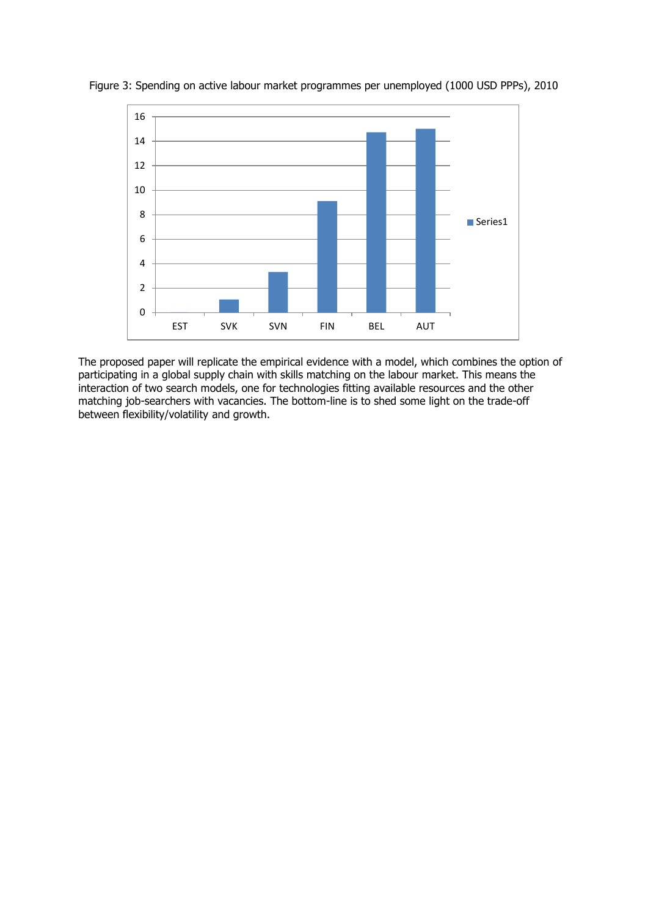Figure 3: Spending on active labour market programmes per unemployed (1000 USD PPPs), 2010

16
14
12
10
8
6
4
2
0

EST SVK SVN FIN BEL AUT

Series1

The proposed paper will replicate the empirical evidence with a model, which combines the option of participating in a global supply chain with skills matching on the labour market. This means the interaction of two search models, one for technologies fitting available resources and the other matching job-searchers with vacancies. The bottom-line is to shed some light on the trade-off between flexibility/volatility and growth.